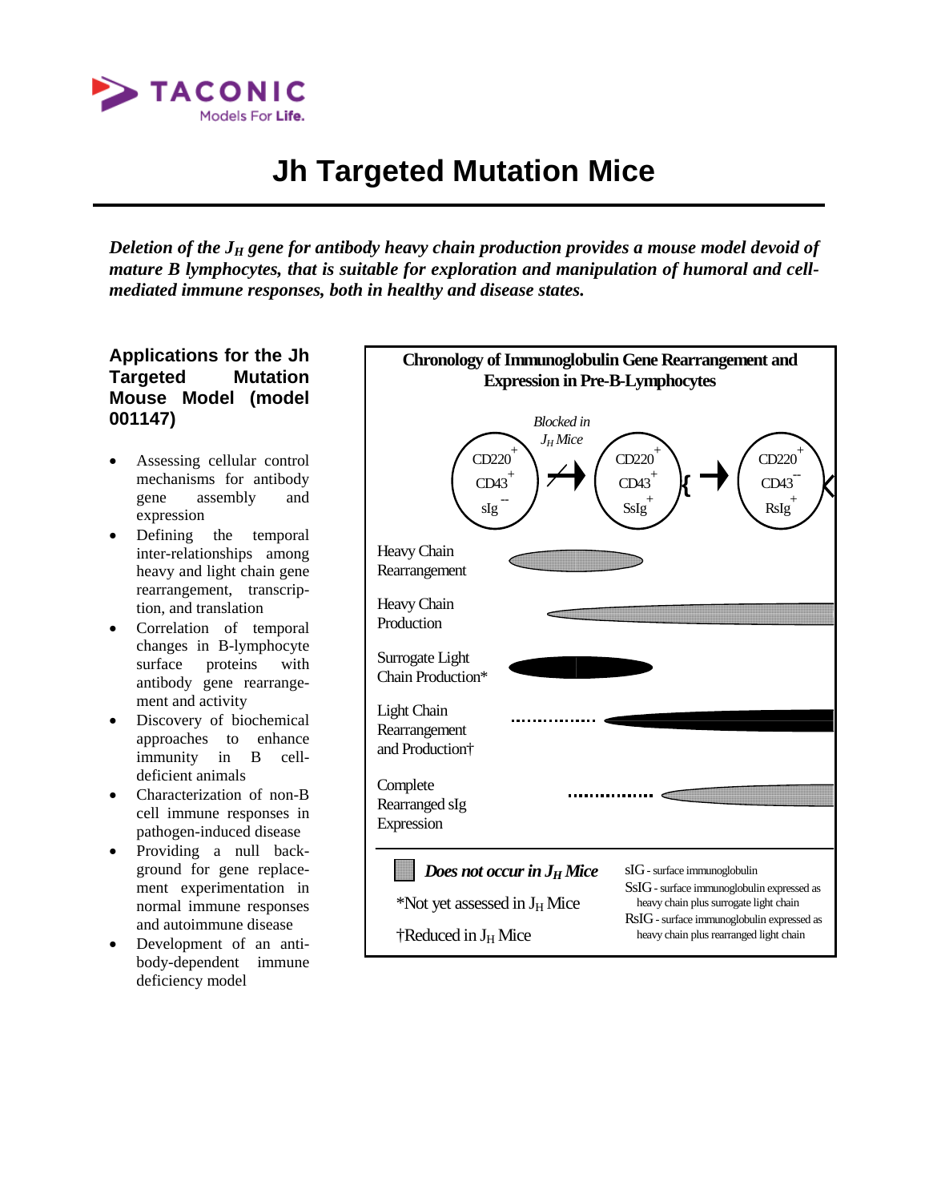# Jh Targeted Mutation Mice

***Deletion of the $J_H$ gene for antibody heavy chain production provides a mouse model devoid of mature B lymphocytes, that is suitable for exploration and manipulation of humoral and cell-mediated immune responses, both in healthy and disease states.***

## Applications for the Jh Targeted Mutation Mouse Model (model 001147)

- Assessing cellular control mechanisms for antibody gene assembly and expression
- Defining the temporal inter-relationships among heavy and light chain gene rearrangement, transcription, and translation
- Correlation of temporal changes in B-lymphocyte surface proteins with antibody gene rearrangement and activity
- Discovery of biochemical approaches to enhance immunity in B cell-deficient animals
- Characterization of non-B cell immune responses in pathogen-induced disease
- Providing a null background for gene replacement experimentation in normal immune responses and autoimmune disease
- Development of an antibody-dependent immune deficiency model

**Chronology of Immunoglobulin Gene Rearrangement and Expression in Pre-B-Lymphocytes**

*Blocked in $J_H$ Mice*

$CD220^+$ $CD43^+$ $sIg^-$ → $CD220^+$ $CD43^+$ $SsIg^+$ → $CD220^+$ $CD43^-$ $RsIg^+$

Heavy Chain Rearrangement

Heavy Chain Production

Surrogate Light Chain Production*

Light Chain Rearrangement and Production†

Complete Rearranged sIg Expression

***Does not occur in $J_H$ Mice***

*Not yet assessed in $J_H$ Mice

†Reduced in $J_H$ Mice

sIG - surface immunoglobulin

SsIG - surface immunoglobulin expressed as heavy chain plus surrogate light chain

RsIG - surface immunoglobulin expressed as heavy chain plus rearranged light chain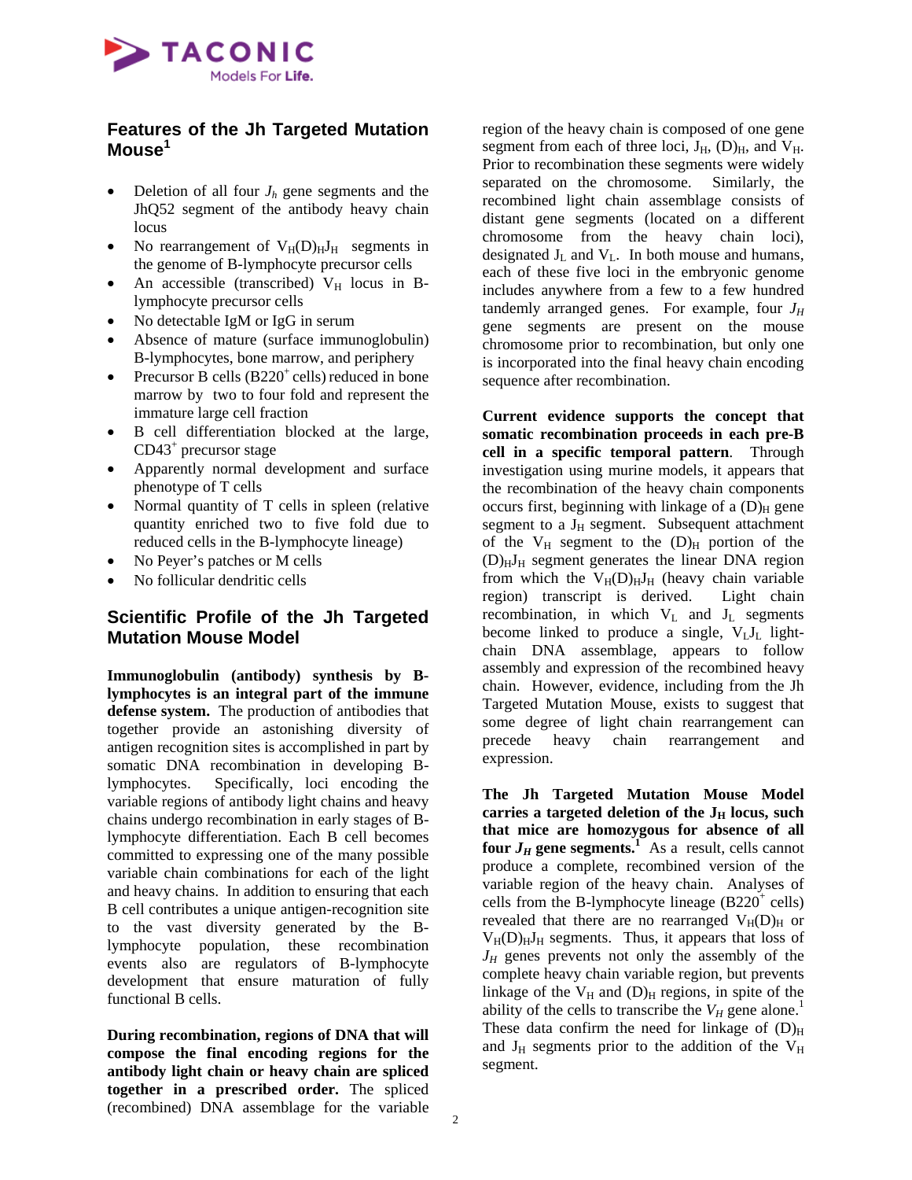## Features of the Jh Targeted Mutation Mouse[1]

- Deletion of all four $J_h$ gene segments and the JhQ52 segment of the antibody heavy chain locus
- No rearrangement of $V_H(D)_HJ_H$ segments in the genome of B-lymphocyte precursor cells
- An accessible (transcribed) $V_H$ locus in B-lymphocyte precursor cells
- No detectable IgM or IgG in serum
- Absence of mature (surface immunoglobulin) B-lymphocytes, bone marrow, and periphery
- Precursor B cells ($B220^+$ cells) reduced in bone marrow by two to four fold and represent the immature large cell fraction
- B cell differentiation blocked at the large, $CD43^+$ precursor stage
- Apparently normal development and surface phenotype of T cells
- Normal quantity of T cells in spleen (relative quantity enriched two to five fold due to reduced cells in the B-lymphocyte lineage)
- No Peyer's patches or M cells
- No follicular dendritic cells

## Scientific Profile of the Jh Targeted Mutation Mouse Model

**Immunoglobulin (antibody) synthesis by B-lymphocytes is an integral part of the immune defense system.** The production of antibodies that together provide an astonishing diversity of antigen recognition sites is accomplished in part by somatic DNA recombination in developing B-lymphocytes. Specifically, loci encoding the variable regions of antibody light chains and heavy chains undergo recombination in early stages of B-lymphocyte differentiation. Each B cell becomes committed to expressing one of the many possible variable chain combinations for each of the light and heavy chains. In addition to ensuring that each B cell contributes a unique antigen-recognition site to the vast diversity generated by the B-lymphocyte population, these recombination events also are regulators of B-lymphocyte development that ensure maturation of fully functional B cells.

**During recombination, regions of DNA that will compose the final encoding regions for the antibody light chain or heavy chain are spliced together in a prescribed order.** The spliced (recombined) DNA assemblage for the variable region of the heavy chain is composed of one gene segment from each of three loci, $J_H$, $(D)_H$, and $V_H$. Prior to recombination these segments were widely separated on the chromosome. Similarly, the recombined light chain assemblage consists of distant gene segments (located on a different chromosome from the heavy chain loci), designated $J_L$ and $V_L$. In both mouse and humans, each of these five loci in the embryonic genome includes anywhere from a few to a few hundred tandemly arranged genes. For example, four $J_H$ gene segments are present on the mouse chromosome prior to recombination, but only one is incorporated into the final heavy chain encoding sequence after recombination.

**Current evidence supports the concept that somatic recombination proceeds in each pre-B cell in a specific temporal pattern**. Through investigation using murine models, it appears that the recombination of the heavy chain components occurs first, beginning with linkage of a $(D)_H$ gene segment to a $J_H$ segment. Subsequent attachment of the $V_H$ segment to the $(D)_H$ portion of the $(D)_HJ_H$ segment generates the linear DNA region from which the $V_H(D)_HJ_H$ (heavy chain variable region) transcript is derived. Light chain recombination, in which $V_L$ and $J_L$ segments become linked to produce a single, $V_LJ_L$ light-chain DNA assemblage, appears to follow assembly and expression of the recombined heavy chain. However, evidence, including from the Jh Targeted Mutation Mouse, exists to suggest that some degree of light chain rearrangement can precede heavy chain rearrangement and expression.

**The Jh Targeted Mutation Mouse Model carries a targeted deletion of the $J_H$ locus, such that mice are homozygous for absence of all four $J_H$ gene segments.**[1] As a result, cells cannot produce a complete, recombined version of the variable region of the heavy chain. Analyses of cells from the B-lymphocyte lineage ($B220^+$ cells) revealed that there are no rearranged $V_H(D)_H$ or $V_H(D)_HJ_H$ segments. Thus, it appears that loss of $J_H$ genes prevents not only the assembly of the complete heavy chain variable region, but prevents linkage of the $V_H$ and $(D)_H$ regions, in spite of the ability of the cells to transcribe the $V_H$ gene alone.[1] These data confirm the need for linkage of $(D)_H$ and $J_H$ segments prior to the addition of the $V_H$ segment.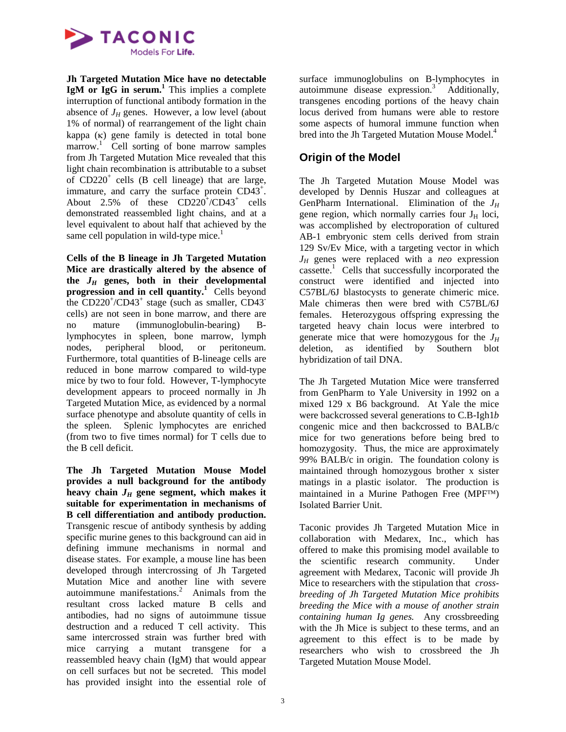**Jh Targeted Mutation Mice have no detectable IgM or IgG in serum.**[1] This implies a complete interruption of functional antibody formation in the absence of $J_H$ genes. However, a low level (about 1% of normal) of rearrangement of the light chain kappa (κ) gene family is detected in total bone marrow.[1] Cell sorting of bone marrow samples from Jh Targeted Mutation Mice revealed that this light chain recombination is attributable to a subset of $CD220^+$ cells (B cell lineage) that are large, immature, and carry the surface protein $CD43^+$. About 2.5% of these $CD220^+/CD43^+$ cells demonstrated reassembled light chains, and at a level equivalent to about half that achieved by the same cell population in wild-type mice.[1]

**Cells of the B lineage in Jh Targeted Mutation Mice are drastically altered by the absence of the $J_H$ genes, both in their developmental progression and in cell quantity.**[1] Cells beyond the $CD220^+/CD43^+$ stage (such as smaller, $CD43^-$ cells) are not seen in bone marrow, and there are no mature (immunoglobulin-bearing) B-lymphocytes in spleen, bone marrow, lymph nodes, peripheral blood, or peritoneum. Furthermore, total quantities of B-lineage cells are reduced in bone marrow compared to wild-type mice by two to four fold. However, T-lymphocyte development appears to proceed normally in Jh Targeted Mutation Mice, as evidenced by a normal surface phenotype and absolute quantity of cells in the spleen. Splenic lymphocytes are enriched (from two to five times normal) for T cells due to the B cell deficit.

**The Jh Targeted Mutation Mouse Model provides a null background for the antibody heavy chain $J_H$ gene segment, which makes it suitable for experimentation in mechanisms of B cell differentiation and antibody production.** Transgenic rescue of antibody synthesis by adding specific murine genes to this background can aid in defining immune mechanisms in normal and disease states. For example, a mouse line has been developed through intercrossing of Jh Targeted Mutation Mice and another line with severe autoimmune manifestations.[2] Animals from the resultant cross lacked mature B cells and antibodies, had no signs of autoimmune tissue destruction and a reduced T cell activity. This same intercrossed strain was further bred with mice carrying a mutant transgene for a reassembled heavy chain (IgM) that would appear on cell surfaces but not be secreted. This model has provided insight into the essential role of surface immunoglobulins on B-lymphocytes in autoimmune disease expression.[3] Additionally, transgenes encoding portions of the heavy chain locus derived from humans were able to restore some aspects of humoral immune function when bred into the Jh Targeted Mutation Mouse Model.[4]

## Origin of the Model

The Jh Targeted Mutation Mouse Model was developed by Dennis Huszar and colleagues at GenPharm International. Elimination of the $J_H$ gene region, which normally carries four $J_H$ loci, was accomplished by electroporation of cultured AB-1 embryonic stem cells derived from strain 129 Sv/Ev Mice, with a targeting vector in which $J_H$ genes were replaced with a *neo* expression cassette.[1] Cells that successfully incorporated the construct were identified and injected into C57BL/6J blastocysts to generate chimeric mice. Male chimeras then were bred with C57BL/6J females. Heterozygous offspring expressing the targeted heavy chain locus were interbred to generate mice that were homozygous for the $J_H$ deletion, as identified by Southern blot hybridization of tail DNA.

The Jh Targeted Mutation Mice were transferred from GenPharm to Yale University in 1992 on a mixed 129 x B6 background. At Yale the mice were backcrossed several generations to C.B-Igh1*b* congenic mice and then backcrossed to BALB/c mice for two generations before being bred to homozygosity. Thus, the mice are approximately 99% BALB/c in origin. The foundation colony is maintained through homozygous brother x sister matings in a plastic isolator. The production is maintained in a Murine Pathogen Free (MPF™) Isolated Barrier Unit.

Taconic provides Jh Targeted Mutation Mice in collaboration with Medarex, Inc., which has offered to make this promising model available to the scientific research community. Under agreement with Medarex, Taconic will provide Jh Mice to researchers with the stipulation that *cross-breeding of Jh Targeted Mutation Mice prohibits breeding the Mice with a mouse of another strain containing human Ig genes.* Any crossbreeding with the Jh Mice is subject to these terms, and an agreement to this effect is to be made by researchers who wish to crossbreed the Jh Targeted Mutation Mouse Model.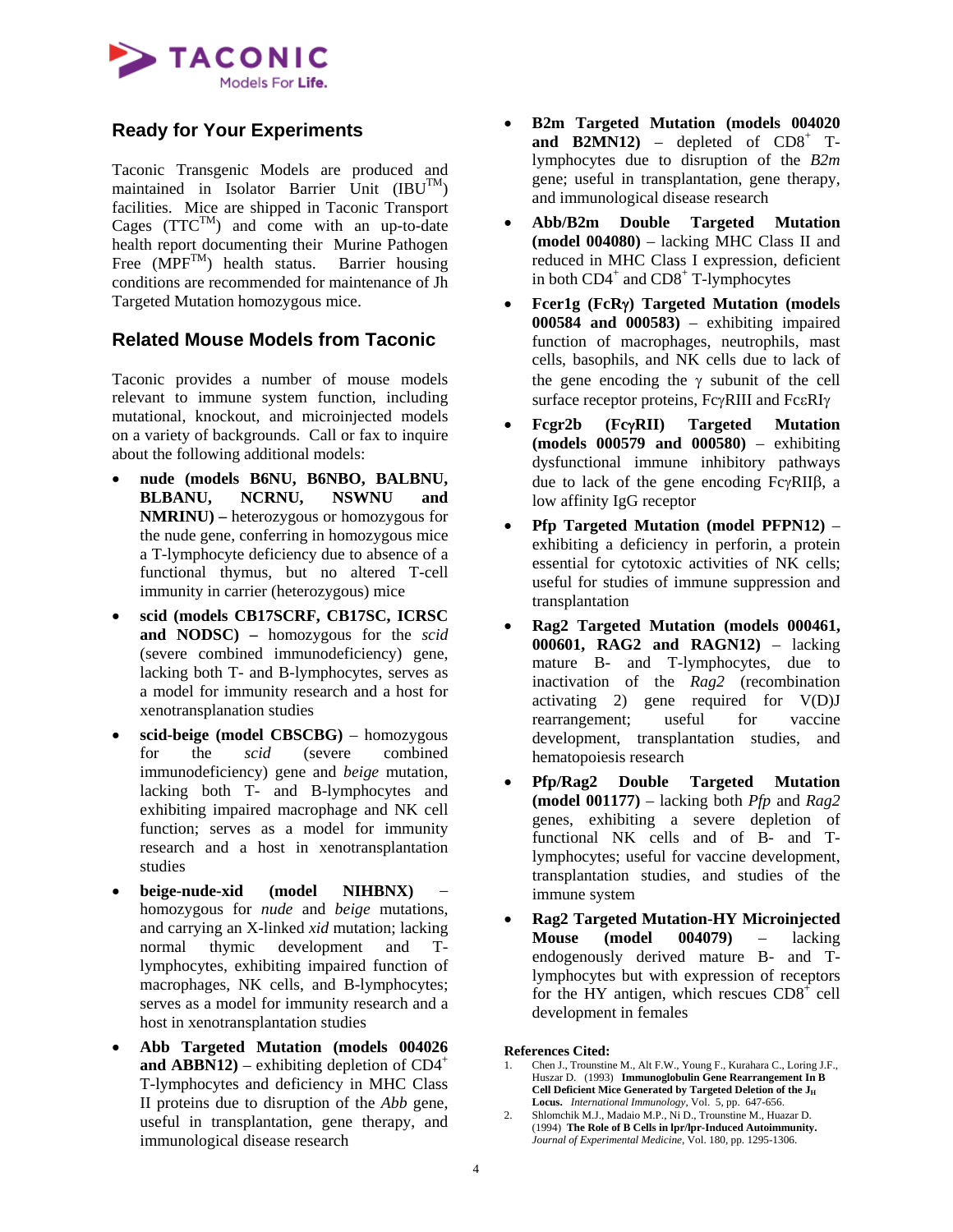## Ready for Your Experiments

Taconic Transgenic Models are produced and maintained in Isolator Barrier Unit (IBU™) facilities. Mice are shipped in Taconic Transport Cages (TTC™) and come with an up-to-date health report documenting their Murine Pathogen Free (MPF™) health status. Barrier housing conditions are recommended for maintenance of Jh Targeted Mutation homozygous mice.

## Related Mouse Models from Taconic

Taconic provides a number of mouse models relevant to immune system function, including mutational, knockout, and microinjected models on a variety of backgrounds. Call or fax to inquire about the following additional models:

- **nude (models B6NU, B6NBO, BALBNU, BLBANU, NCRNU, NSWNU and NMRINU) –** heterozygous or homozygous for the nude gene, conferring in homozygous mice a T-lymphocyte deficiency due to absence of a functional thymus, but no altered T-cell immunity in carrier (heterozygous) mice
- **scid (models CB17SCRF, CB17SC, ICRSC and NODSC) –** homozygous for the *scid* (severe combined immunodeficiency) gene, lacking both T- and B-lymphocytes, serves as a model for immunity research and a host for xenotransplanation studies
- **scid-beige (model CBSCBG)** – homozygous for the *scid* (severe combined immunodeficiency) gene and *beige* mutation, lacking both T- and B-lymphocytes and exhibiting impaired macrophage and NK cell function; serves as a model for immunity research and a host in xenotransplantation studies
- **beige-nude-xid (model NIHBNX)** – homozygous for *nude* and *beige* mutations, and carrying an X-linked *xid* mutation; lacking normal thymic development and T-lymphocytes, exhibiting impaired function of macrophages, NK cells, and B-lymphocytes; serves as a model for immunity research and a host in xenotransplantation studies
- **Abb Targeted Mutation (models 004026 and ABBN12)** – exhibiting depletion of $CD4^+$ T-lymphocytes and deficiency in MHC Class II proteins due to disruption of the *Abb* gene, useful in transplantation, gene therapy, and immunological disease research
- **B2m Targeted Mutation (models 004020 and B2MN12)** – depleted of $CD8^+$ T-lymphocytes due to disruption of the *B2m* gene; useful in transplantation, gene therapy, and immunological disease research
- **Abb/B2m Double Targeted Mutation (model 004080)** – lacking MHC Class II and reduced in MHC Class I expression, deficient in both $CD4^+$ and $CD8^+$ T-lymphocytes
- **Fcer1g (FcRγ) Targeted Mutation (models 000584 and 000583)** – exhibiting impaired function of macrophages, neutrophils, mast cells, basophils, and NK cells due to lack of the gene encoding the γ subunit of the cell surface receptor proteins, FcγRIII and FcεRIγ
- **Fcgr2b (FcγRII) Targeted Mutation (models 000579 and 000580)** – exhibiting dysfunctional immune inhibitory pathways due to lack of the gene encoding FcγRIIβ, a low affinity IgG receptor
- **Pfp Targeted Mutation (model PFPN12)** – exhibiting a deficiency in perforin, a protein essential for cytotoxic activities of NK cells; useful for studies of immune suppression and transplantation
- **Rag2 Targeted Mutation (models 000461, 000601, RAG2 and RAGN12)** – lacking mature B- and T-lymphocytes, due to inactivation of the *Rag2* (recombination activating 2) gene required for V(D)J rearrangement; useful for vaccine development, transplantation studies, and hematopoiesis research
- **Pfp/Rag2 Double Targeted Mutation (model 001177)** – lacking both *Pfp* and *Rag2* genes, exhibiting a severe depletion of functional NK cells and of B- and T-lymphocytes; useful for vaccine development, transplantation studies, and studies of the immune system
- **Rag2 Targeted Mutation-HY Microinjected Mouse (model 004079)** – lacking endogenously derived mature B- and T-lymphocytes but with expression of receptors for the HY antigen, which rescues $CD8^+$ cell development in females

**References Cited:**

1. Chen J., Trounstine M., Alt F.W., Young F., Kurahara C., Loring J.F., Huszar D. (1993) **Immunoglobulin Gene Rearrangement In B Cell Deficient Mice Generated by Targeted Deletion of the $J_H$ Locus.** *International Immunology*, Vol. 5, pp. 647-656.
2. Shlomchik M.J., Madaio M.P., Ni D., Trounstine M., Huazar D. (1994) **The Role of B Cells in lpr/lpr-Induced Autoimmunity.** *Journal of Experimental Medicine*, Vol. 180, pp. 1295-1306.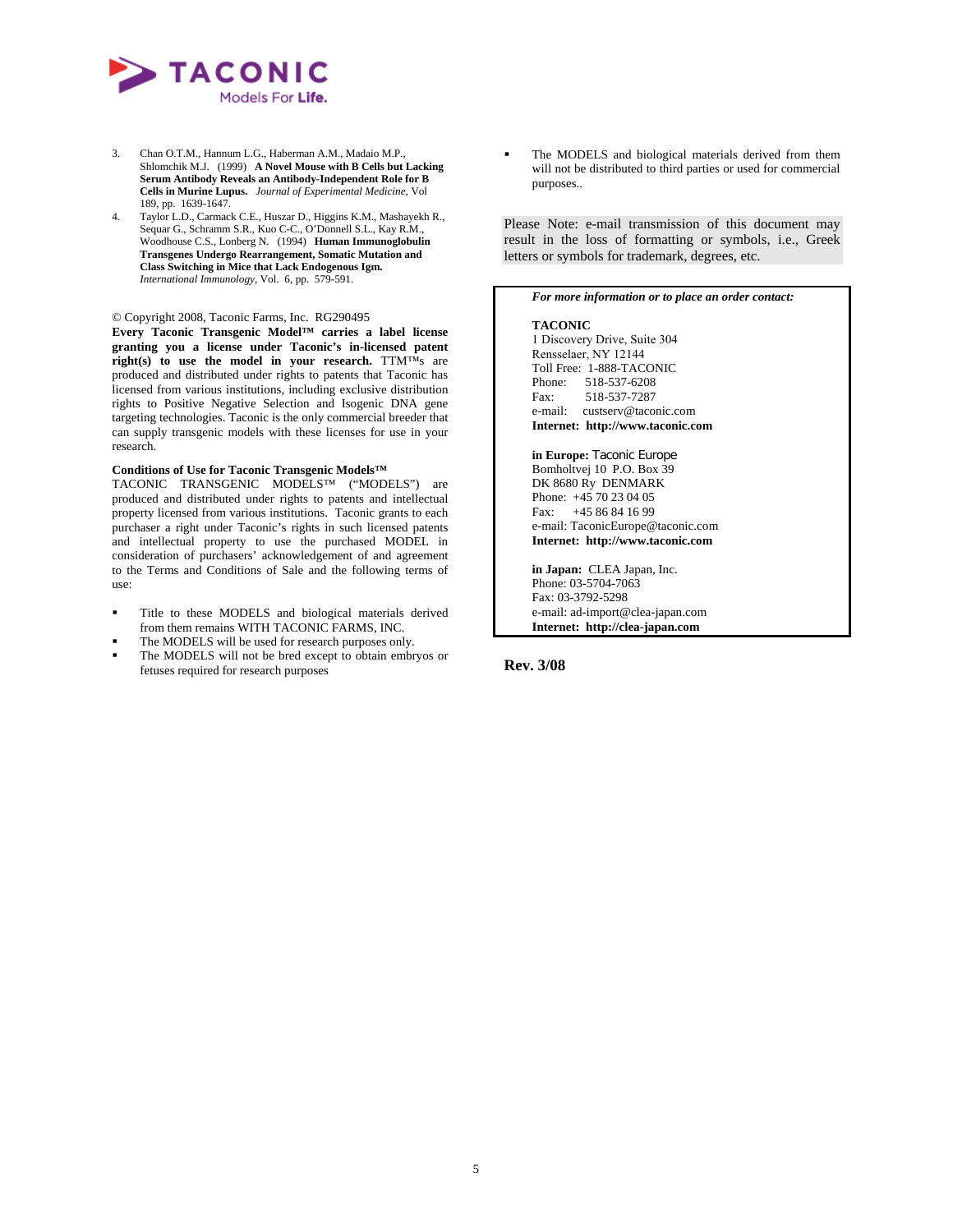3. Chan O.T.M., Hannum L.G., Haberman A.M., Madaio M.P., Shlomchik M.J. (1999) **A Novel Mouse with B Cells but Lacking Serum Antibody Reveals an Antibody-Independent Role for B Cells in Murine Lupus.** *Journal of Experimental Medicine*, Vol 189, pp. 1639-1647.
4. Taylor L.D., Carmack C.E., Huszar D., Higgins K.M., Mashayekh R., Sequar G., Schramm S.R., Kuo C-C., O'Donnell S.L., Kay R.M., Woodhouse C.S., Lonberg N. (1994) **Human Immunoglobulin Transgenes Undergo Rearrangement, Somatic Mutation and Class Switching in Mice that Lack Endogenous Igm.** *International Immunology*, Vol. 6, pp. 579-591.

© Copyright 2008, Taconic Farms, Inc. RG290495

**Every Taconic Transgenic Model™ carries a label license granting you a license under Taconic's in-licensed patent right(s) to use the model in your research.** TTM™s are produced and distributed under rights to patents that Taconic has licensed from various institutions, including exclusive distribution rights to Positive Negative Selection and Isogenic DNA gene targeting technologies. Taconic is the only commercial breeder that can supply transgenic models with these licenses for use in your research.

**Conditions of Use for Taconic Transgenic Models™**

TACONIC TRANSGENIC MODELS™ ("MODELS") are produced and distributed under rights to patents and intellectual property licensed from various institutions. Taconic grants to each purchaser a right under Taconic's rights in such licensed patents and intellectual property to use the purchased MODEL in consideration of purchasers' acknowledgement of and agreement to the Terms and Conditions of Sale and the following terms of use:

- Title to these MODELS and biological materials derived from them remains WITH TACONIC FARMS, INC.
- The MODELS will be used for research purposes only.
- The MODELS will not be bred except to obtain embryos or fetuses required for research purposes
- The MODELS and biological materials derived from them will not be distributed to third parties or used for commercial purposes..

Please Note: e-mail transmission of this document may result in the loss of formatting or symbols, i.e., Greek letters or symbols for trademark, degrees, etc.

***For more information or to place an order contact:***

**TACONIC**
1 Discovery Drive, Suite 304
Rensselaer, NY 12144
Toll Free: 1-888-TACONIC
Phone: 518-537-6208
Fax: 518-537-7287
e-mail: custserv@taconic.com
**Internet: http://www.taconic.com**

**in Europe:** Taconic Europe
Bomholtvej 10 P.O. Box 39
DK 8680 Ry DENMARK
Phone: +45 70 23 04 05
Fax: +45 86 84 16 99
e-mail: TaconicEurope@taconic.com
**Internet: http://www.taconic.com**

**in Japan:** CLEA Japan, Inc.
Phone: 03-5704-7063
Fax: 03-3792-5298
e-mail: ad-import@clea-japan.com
**Internet: http://clea-japan.com**

**Rev. 3/08**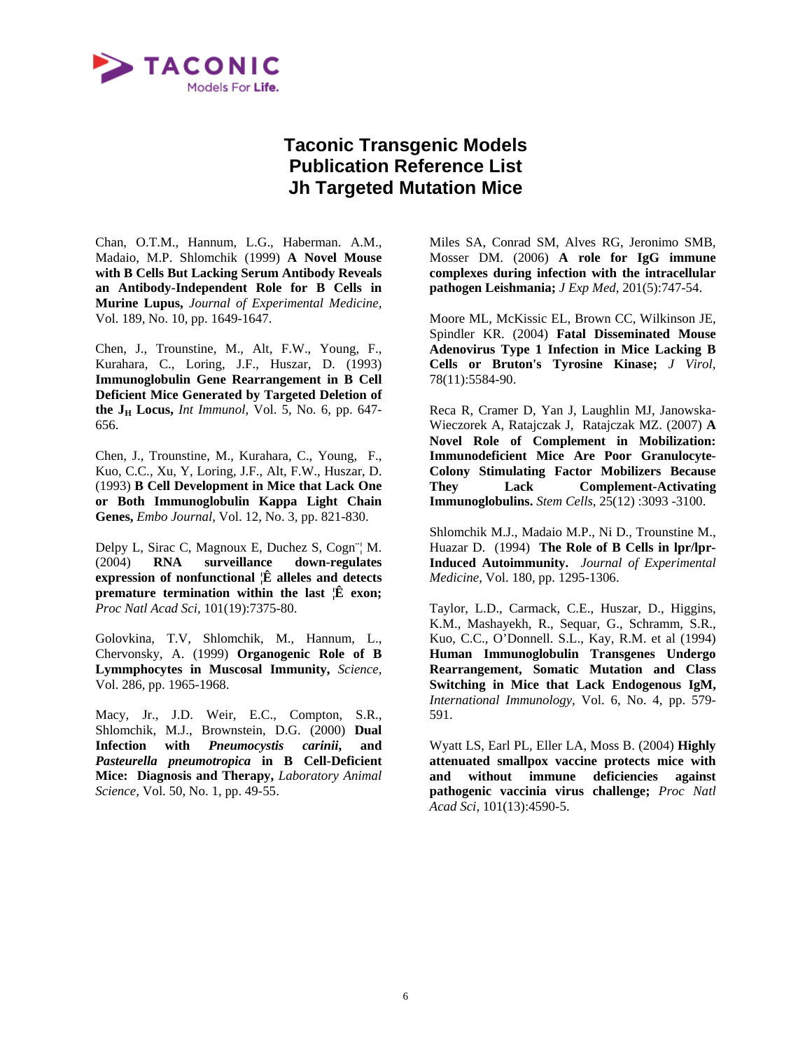# Taconic Transgenic Models Publication Reference List Jh Targeted Mutation Mice

Chan, O.T.M., Hannum, L.G., Haberman. A.M., Madaio, M.P. Shlomchik (1999) **A Novel Mouse with B Cells But Lacking Serum Antibody Reveals an Antibody-Independent Role for B Cells in Murine Lupus,** *Journal of Experimental Medicine,* Vol. 189, No. 10, pp. 1649-1647.

Chen, J., Trounstine, M., Alt, F.W., Young, F., Kurahara, C., Loring, J.F., Huszar, D. (1993) **Immunoglobulin Gene Rearrangement in B Cell Deficient Mice Generated by Targeted Deletion of the $J_H$ Locus,** *Int Immunol,* Vol. 5, No. 6, pp. 647-656.

Chen, J., Trounstine, M., Kurahara, C., Young, F., Kuo, C.C., Xu, Y, Loring, J.F., Alt, F.W., Huszar, D. (1993) **B Cell Development in Mice that Lack One or Both Immunoglobulin Kappa Light Chain Genes,** *Embo Journal,* Vol. 12, No. 3, pp. 821-830.

Delpy L, Sirac C, Magnoux E, Duchez S, Cogn¨¦ M. (2004) **RNA surveillance down-regulates expression of nonfunctional ¦Ê alleles and detects premature termination within the last ¦Ê exon;** *Proc Natl Acad Sci*, 101(19):7375-80.

Golovkina, T.V, Shlomchik, M., Hannum, L., Chervonsky, A. (1999) **Organogenic Role of B Lymmphocytes in Muscosal Immunity,** *Science,* Vol. 286, pp. 1965-1968.

Macy, Jr., J.D. Weir, E.C., Compton, S.R., Shlomchik, M.J., Brownstein, D.G. (2000) **Dual Infection with *Pneumocystis carinii*, and *Pasteurella pneumotropica* in B Cell-Deficient Mice: Diagnosis and Therapy,** *Laboratory Animal Science,* Vol. 50, No. 1, pp. 49-55.

Miles SA, Conrad SM, Alves RG, Jeronimo SMB, Mosser DM. (2006) **A role for IgG immune complexes during infection with the intracellular pathogen Leishmania;** *J Exp Med*, 201(5):747-54.

Moore ML, McKissic EL, Brown CC, Wilkinson JE, Spindler KR. (2004) **Fatal Disseminated Mouse Adenovirus Type 1 Infection in Mice Lacking B Cells or Bruton's Tyrosine Kinase;** *J Virol*, 78(11):5584-90.

Reca R, Cramer D, Yan J, Laughlin MJ, Janowska-Wieczorek A, Ratajczak J, Ratajczak MZ. (2007) **A Novel Role of Complement in Mobilization: Immunodeficient Mice Are Poor Granulocyte-Colony Stimulating Factor Mobilizers Because They Lack Complement-Activating Immunoglobulins.** *Stem Cells*, 25(12) :3093 -3100.

Shlomchik M.J., Madaio M.P., Ni D., Trounstine M., Huazar D. (1994) **The Role of B Cells in lpr/lpr-Induced Autoimmunity.** *Journal of Experimental Medicine,* Vol. 180, pp. 1295-1306.

Taylor, L.D., Carmack, C.E., Huszar, D., Higgins, K.M., Mashayekh, R., Sequar, G., Schramm, S.R., Kuo, C.C., O'Donnell. S.L., Kay, R.M. et al (1994) **Human Immunoglobulin Transgenes Undergo Rearrangement, Somatic Mutation and Class Switching in Mice that Lack Endogenous IgM,** *International Immunology,* Vol. 6, No. 4, pp. 579-591.

Wyatt LS, Earl PL, Eller LA, Moss B. (2004) **Highly attenuated smallpox vaccine protects mice with and without immune deficiencies against pathogenic vaccinia virus challenge;** *Proc Natl Acad Sci*, 101(13):4590-5.